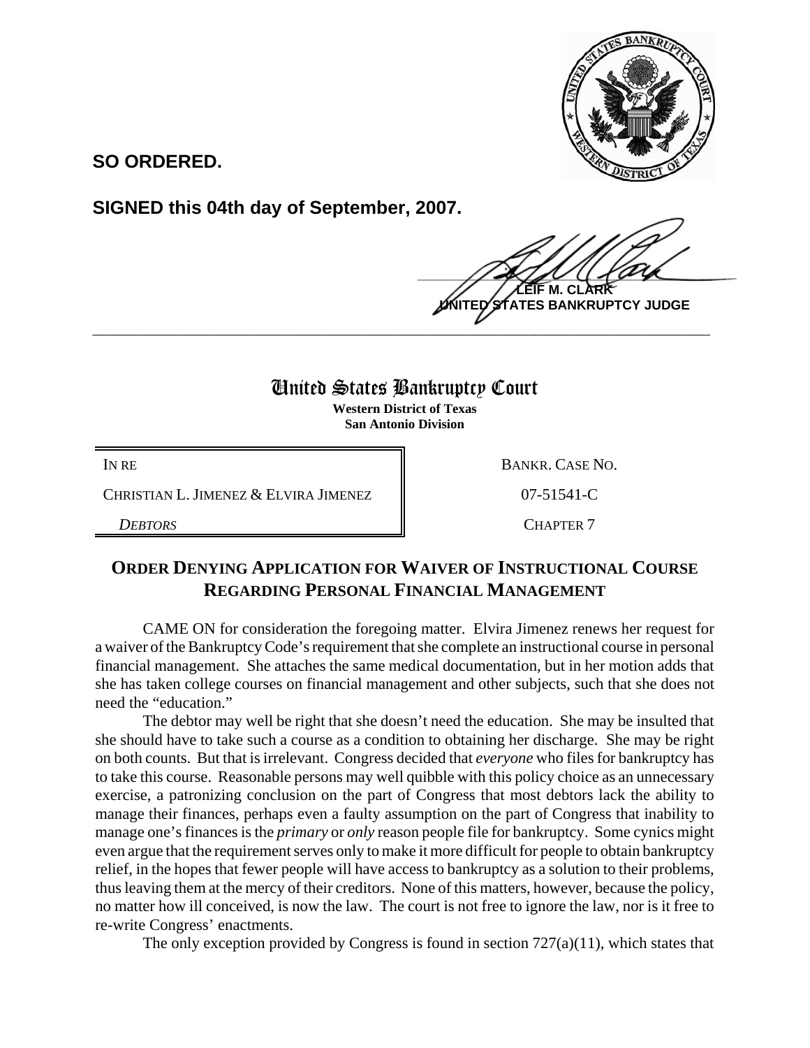**SO ORDERED.**

**SIGNED this 04th day of September, 2007.**

**LEIF M. CLARK**
**UNITED STATES BANKRUPTCY JUDGE**

---

# United States Bankruptcy Court

**Western District of Texas**
**San Antonio Division**

| | |
|---|---|
| IN RE | BANKR. CASE NO. |
| CHRISTIAN L. JIMENEZ & ELVIRA JIMENEZ | 07-51541-C |
| *DEBTORS* | CHAPTER 7 |

## ORDER DENYING APPLICATION FOR WAIVER OF INSTRUCTIONAL COURSE REGARDING PERSONAL FINANCIAL MANAGEMENT

CAME ON for consideration the foregoing matter. Elvira Jimenez renews her request for a waiver of the Bankruptcy Code's requirement that she complete an instructional course in personal financial management. She attaches the same medical documentation, but in her motion adds that she has taken college courses on financial management and other subjects, such that she does not need the "education."

The debtor may well be right that she doesn't need the education. She may be insulted that she should have to take such a course as a condition to obtaining her discharge. She may be right on both counts. But that is irrelevant. Congress decided that *everyone* who files for bankruptcy has to take this course. Reasonable persons may well quibble with this policy choice as an unnecessary exercise, a patronizing conclusion on the part of Congress that most debtors lack the ability to manage their finances, perhaps even a faulty assumption on the part of Congress that inability to manage one's finances is the *primary* or *only* reason people file for bankruptcy. Some cynics might even argue that the requirement serves only to make it more difficult for people to obtain bankruptcy relief, in the hopes that fewer people will have access to bankruptcy as a solution to their problems, thus leaving them at the mercy of their creditors. None of this matters, however, because the policy, no matter how ill conceived, is now the law. The court is not free to ignore the law, nor is it free to re-write Congress' enactments.

The only exception provided by Congress is found in section 727(a)(11), which states that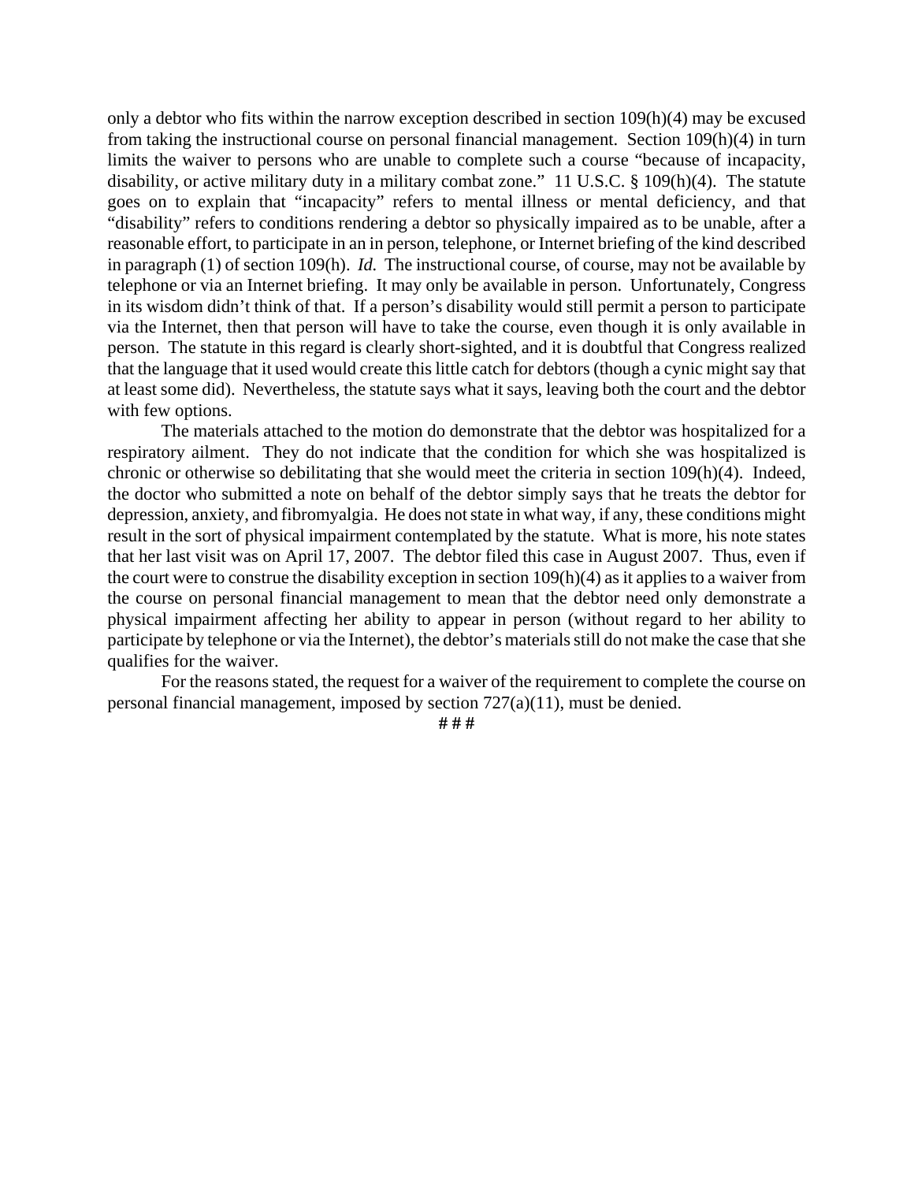only a debtor who fits within the narrow exception described in section 109(h)(4) may be excused from taking the instructional course on personal financial management. Section 109(h)(4) in turn limits the waiver to persons who are unable to complete such a course "because of incapacity, disability, or active military duty in a military combat zone." 11 U.S.C. § 109(h)(4). The statute goes on to explain that "incapacity" refers to mental illness or mental deficiency, and that "disability" refers to conditions rendering a debtor so physically impaired as to be unable, after a reasonable effort, to participate in an in person, telephone, or Internet briefing of the kind described in paragraph (1) of section 109(h). *Id.* The instructional course, of course, may not be available by telephone or via an Internet briefing. It may only be available in person. Unfortunately, Congress in its wisdom didn't think of that. If a person's disability would still permit a person to participate via the Internet, then that person will have to take the course, even though it is only available in person. The statute in this regard is clearly short-sighted, and it is doubtful that Congress realized that the language that it used would create this little catch for debtors (though a cynic might say that at least some did). Nevertheless, the statute says what it says, leaving both the court and the debtor with few options.

The materials attached to the motion do demonstrate that the debtor was hospitalized for a respiratory ailment. They do not indicate that the condition for which she was hospitalized is chronic or otherwise so debilitating that she would meet the criteria in section 109(h)(4). Indeed, the doctor who submitted a note on behalf of the debtor simply says that he treats the debtor for depression, anxiety, and fibromyalgia. He does not state in what way, if any, these conditions might result in the sort of physical impairment contemplated by the statute. What is more, his note states that her last visit was on April 17, 2007. The debtor filed this case in August 2007. Thus, even if the court were to construe the disability exception in section 109(h)(4) as it applies to a waiver from the course on personal financial management to mean that the debtor need only demonstrate a physical impairment affecting her ability to appear in person (without regard to her ability to participate by telephone or via the Internet), the debtor's materials still do not make the case that she qualifies for the waiver.

For the reasons stated, the request for a waiver of the requirement to complete the course on personal financial management, imposed by section 727(a)(11), must be denied.

# # #